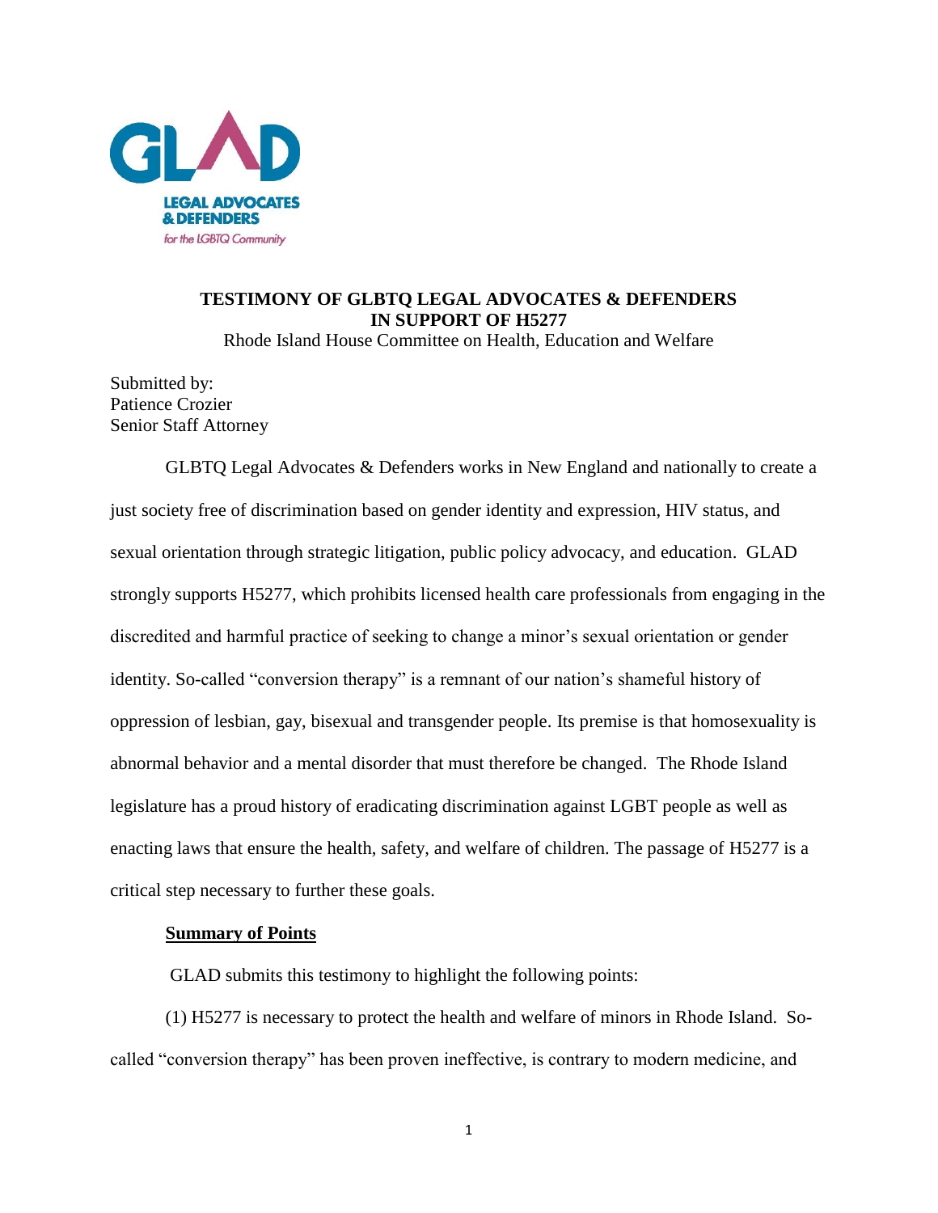GLAD

LEGAL ADVOCATES & DEFENDERS

for the LGBTQ Community

**TESTIMONY OF GLBTQ LEGAL ADVOCATES & DEFENDERS IN SUPPORT OF H5277**

Rhode Island House Committee on Health, Education and Welfare

Submitted by:
Patience Crozier
Senior Staff Attorney

GLBTQ Legal Advocates & Defenders works in New England and nationally to create a just society free of discrimination based on gender identity and expression, HIV status, and sexual orientation through strategic litigation, public policy advocacy, and education. GLAD strongly supports H5277, which prohibits licensed health care professionals from engaging in the discredited and harmful practice of seeking to change a minor's sexual orientation or gender identity. So-called "conversion therapy" is a remnant of our nation's shameful history of oppression of lesbian, gay, bisexual and transgender people. Its premise is that homosexuality is abnormal behavior and a mental disorder that must therefore be changed. The Rhode Island legislature has a proud history of eradicating discrimination against LGBT people as well as enacting laws that ensure the health, safety, and welfare of children. The passage of H5277 is a critical step necessary to further these goals.

**Summary of Points**

GLAD submits this testimony to highlight the following points:

(1) H5277 is necessary to protect the health and welfare of minors in Rhode Island. So-called "conversion therapy" has been proven ineffective, is contrary to modern medicine, and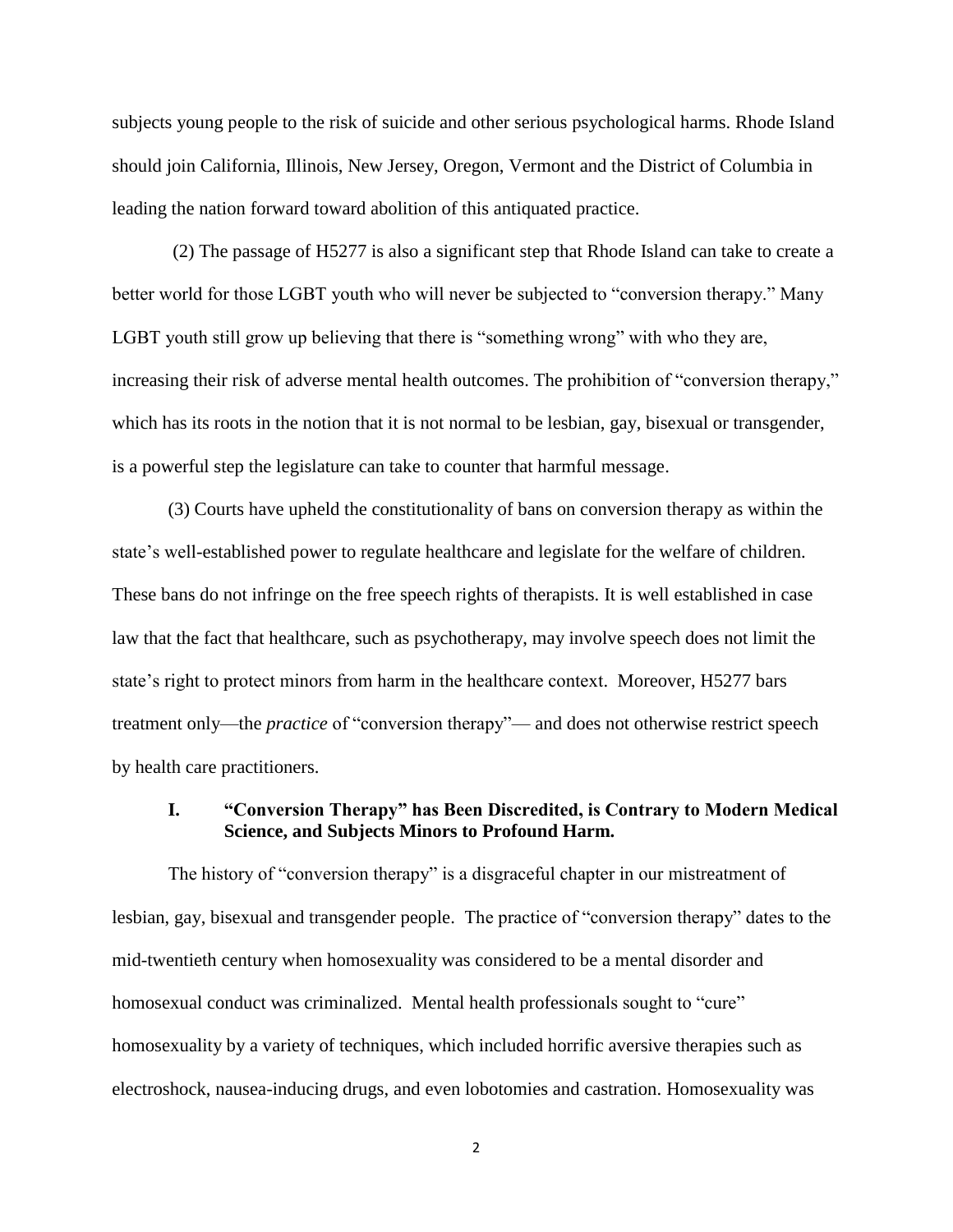subjects young people to the risk of suicide and other serious psychological harms. Rhode Island should join California, Illinois, New Jersey, Oregon, Vermont and the District of Columbia in leading the nation forward toward abolition of this antiquated practice.

(2) The passage of H5277 is also a significant step that Rhode Island can take to create a better world for those LGBT youth who will never be subjected to "conversion therapy." Many LGBT youth still grow up believing that there is "something wrong" with who they are, increasing their risk of adverse mental health outcomes. The prohibition of "conversion therapy," which has its roots in the notion that it is not normal to be lesbian, gay, bisexual or transgender, is a powerful step the legislature can take to counter that harmful message.

(3) Courts have upheld the constitutionality of bans on conversion therapy as within the state's well-established power to regulate healthcare and legislate for the welfare of children. These bans do not infringe on the free speech rights of therapists. It is well established in case law that the fact that healthcare, such as psychotherapy, may involve speech does not limit the state's right to protect minors from harm in the healthcare context. Moreover, H5277 bars treatment only—the *practice* of "conversion therapy"— and does not otherwise restrict speech by health care practitioners.

## I. "Conversion Therapy" has Been Discredited, is Contrary to Modern Medical Science, and Subjects Minors to Profound Harm.

The history of "conversion therapy" is a disgraceful chapter in our mistreatment of lesbian, gay, bisexual and transgender people. The practice of "conversion therapy" dates to the mid-twentieth century when homosexuality was considered to be a mental disorder and homosexual conduct was criminalized. Mental health professionals sought to "cure" homosexuality by a variety of techniques, which included horrific aversive therapies such as electroshock, nausea-inducing drugs, and even lobotomies and castration. Homosexuality was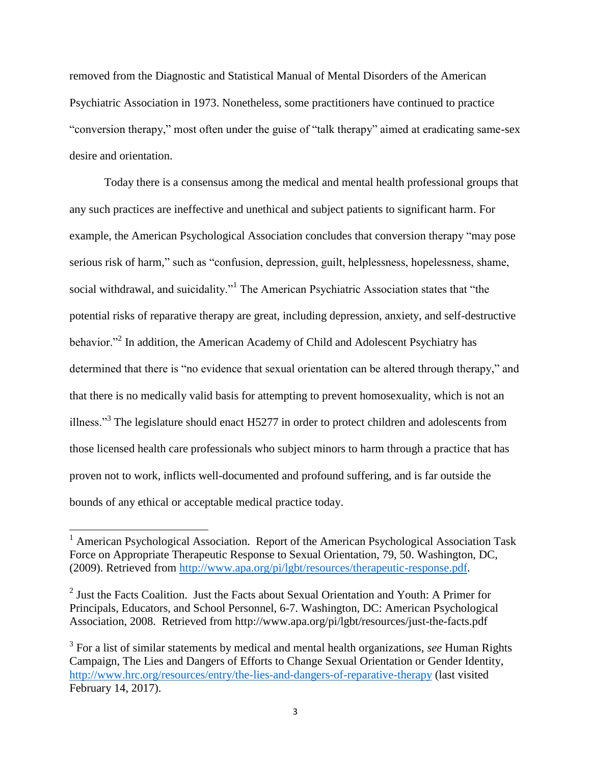removed from the Diagnostic and Statistical Manual of Mental Disorders of the American Psychiatric Association in 1973. Nonetheless, some practitioners have continued to practice "conversion therapy," most often under the guise of "talk therapy" aimed at eradicating same-sex desire and orientation.

Today there is a consensus among the medical and mental health professional groups that any such practices are ineffective and unethical and subject patients to significant harm. For example, the American Psychological Association concludes that conversion therapy "may pose serious risk of harm," such as "confusion, depression, guilt, helplessness, hopelessness, shame, social withdrawal, and suicidality."[1] The American Psychiatric Association states that "the potential risks of reparative therapy are great, including depression, anxiety, and self-destructive behavior."[2] In addition, the American Academy of Child and Adolescent Psychiatry has determined that there is "no evidence that sexual orientation can be altered through therapy," and that there is no medically valid basis for attempting to prevent homosexuality, which is not an illness."[3] The legislature should enact H5277 in order to protect children and adolescents from those licensed health care professionals who subject minors to harm through a practice that has proven not to work, inflicts well-documented and profound suffering, and is far outside the bounds of any ethical or acceptable medical practice today.

---

[1] American Psychological Association. Report of the American Psychological Association Task Force on Appropriate Therapeutic Response to Sexual Orientation, 79, 50. Washington, DC, (2009). Retrieved from http://www.apa.org/pi/lgbt/resources/therapeutic-response.pdf.

[2] Just the Facts Coalition. Just the Facts about Sexual Orientation and Youth: A Primer for Principals, Educators, and School Personnel, 6-7. Washington, DC: American Psychological Association, 2008. Retrieved from http://www.apa.org/pi/lgbt/resources/just-the-facts.pdf

[3] For a list of similar statements by medical and mental health organizations, *see* Human Rights Campaign, The Lies and Dangers of Efforts to Change Sexual Orientation or Gender Identity, http://www.hrc.org/resources/entry/the-lies-and-dangers-of-reparative-therapy (last visited February 14, 2017).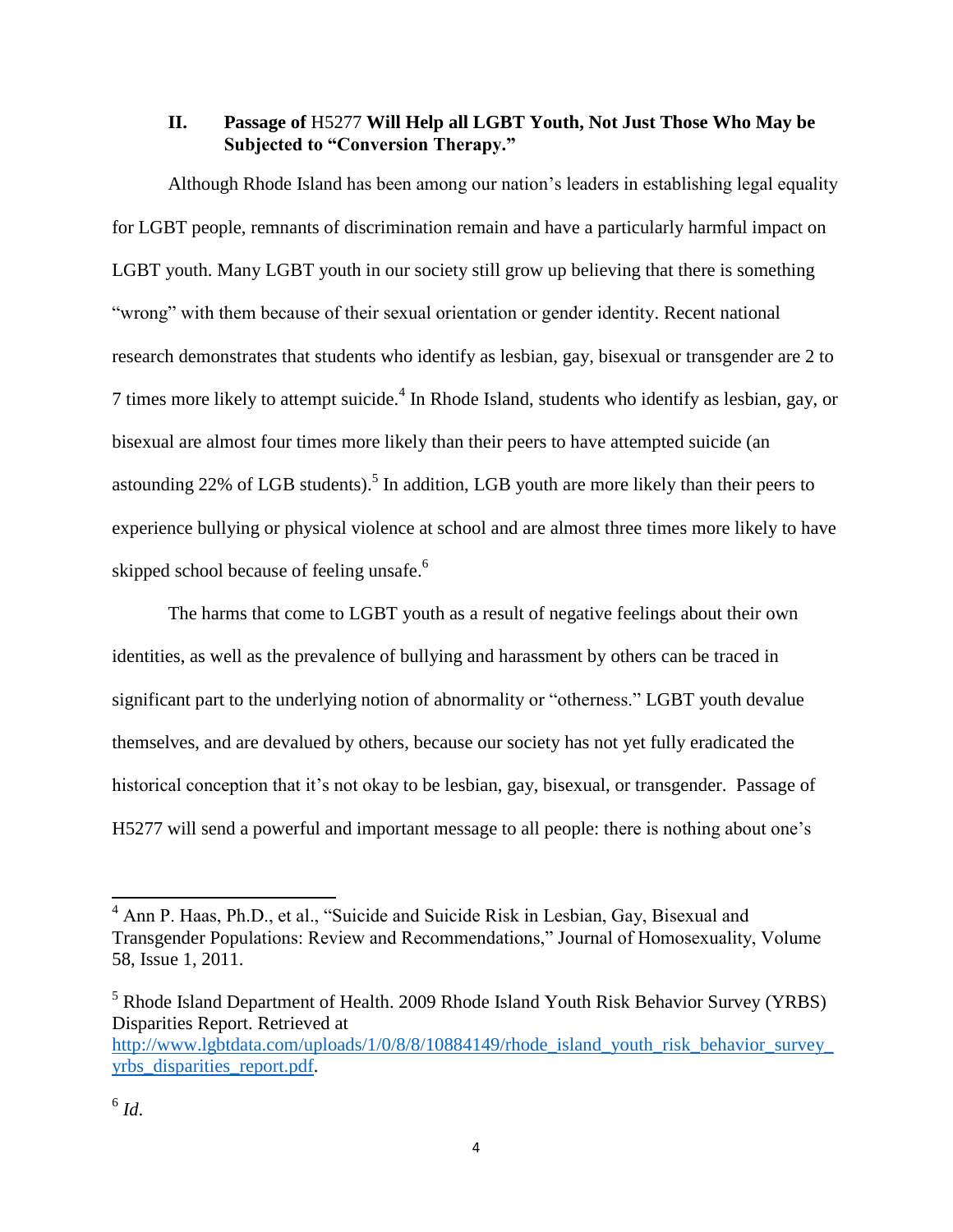## II. Passage of H5277 Will Help all LGBT Youth, Not Just Those Who May be Subjected to "Conversion Therapy."

Although Rhode Island has been among our nation's leaders in establishing legal equality for LGBT people, remnants of discrimination remain and have a particularly harmful impact on LGBT youth. Many LGBT youth in our society still grow up believing that there is something "wrong" with them because of their sexual orientation or gender identity. Recent national research demonstrates that students who identify as lesbian, gay, bisexual or transgender are 2 to 7 times more likely to attempt suicide.[4] In Rhode Island, students who identify as lesbian, gay, or bisexual are almost four times more likely than their peers to have attempted suicide (an astounding 22% of LGB students).[5] In addition, LGB youth are more likely than their peers to experience bullying or physical violence at school and are almost three times more likely to have skipped school because of feeling unsafe.[6]

The harms that come to LGBT youth as a result of negative feelings about their own identities, as well as the prevalence of bullying and harassment by others can be traced in significant part to the underlying notion of abnormality or "otherness." LGBT youth devalue themselves, and are devalued by others, because our society has not yet fully eradicated the historical conception that it's not okay to be lesbian, gay, bisexual, or transgender. Passage of H5277 will send a powerful and important message to all people: there is nothing about one's

---

[4] Ann P. Haas, Ph.D., et al., "Suicide and Suicide Risk in Lesbian, Gay, Bisexual and Transgender Populations: Review and Recommendations," Journal of Homosexuality, Volume 58, Issue 1, 2011.

[5] Rhode Island Department of Health. 2009 Rhode Island Youth Risk Behavior Survey (YRBS) Disparities Report. Retrieved at http://www.lgbtdata.com/uploads/1/0/8/8/10884149/rhode_island_youth_risk_behavior_survey_yrbs_disparities_report.pdf.

[6] *Id.*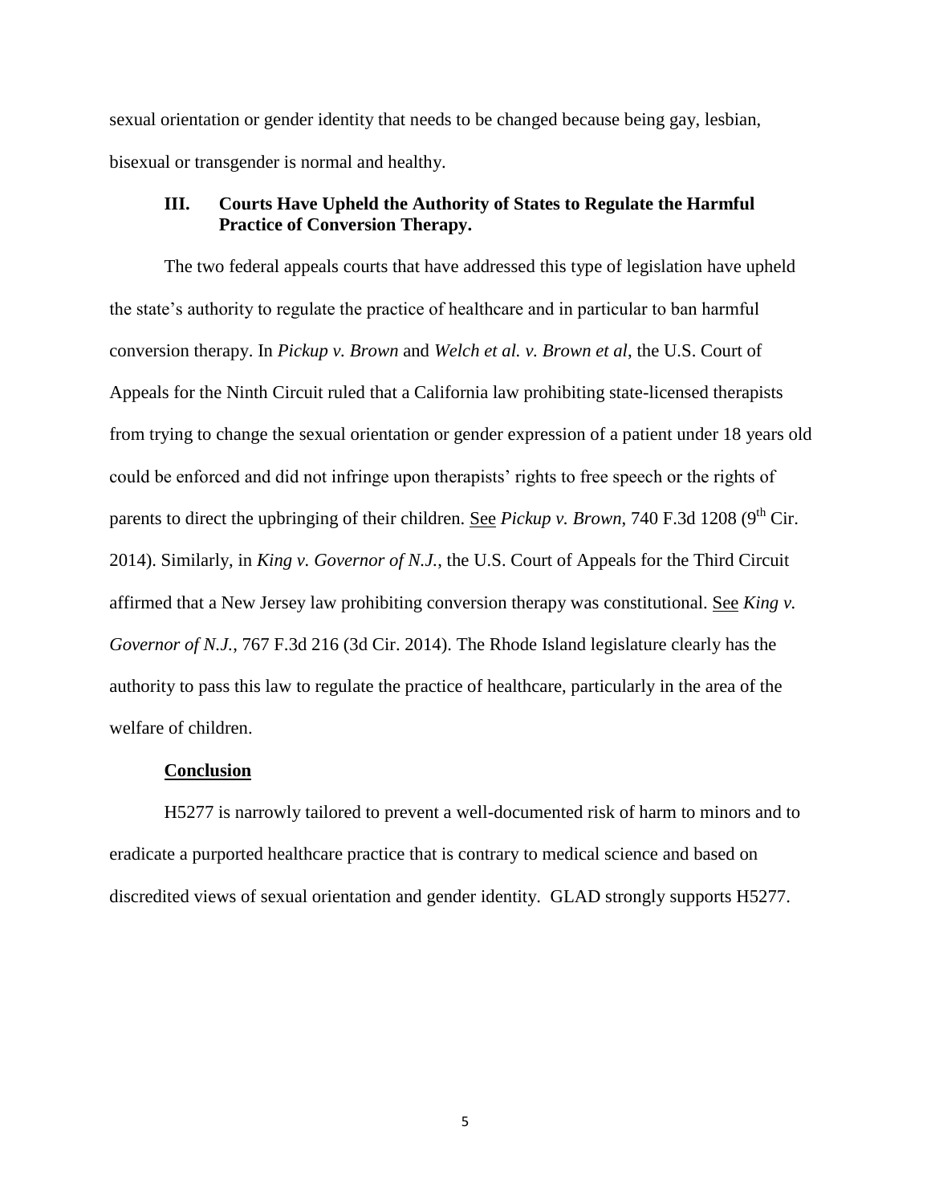sexual orientation or gender identity that needs to be changed because being gay, lesbian, bisexual or transgender is normal and healthy.

### III. Courts Have Upheld the Authority of States to Regulate the Harmful Practice of Conversion Therapy.

The two federal appeals courts that have addressed this type of legislation have upheld the state's authority to regulate the practice of healthcare and in particular to ban harmful conversion therapy. In *Pickup v. Brown* and *Welch et al. v. Brown et al*, the U.S. Court of Appeals for the Ninth Circuit ruled that a California law prohibiting state-licensed therapists from trying to change the sexual orientation or gender expression of a patient under 18 years old could be enforced and did not infringe upon therapists' rights to free speech or the rights of parents to direct the upbringing of their children. See *Pickup v. Brown*, 740 F.3d 1208 (9th Cir. 2014). Similarly, in *King v. Governor of N.J.*, the U.S. Court of Appeals for the Third Circuit affirmed that a New Jersey law prohibiting conversion therapy was constitutional. See *King v. Governor of N.J.*, 767 F.3d 216 (3d Cir. 2014). The Rhode Island legislature clearly has the authority to pass this law to regulate the practice of healthcare, particularly in the area of the welfare of children.

### Conclusion

H5277 is narrowly tailored to prevent a well-documented risk of harm to minors and to eradicate a purported healthcare practice that is contrary to medical science and based on discredited views of sexual orientation and gender identity. GLAD strongly supports H5277.